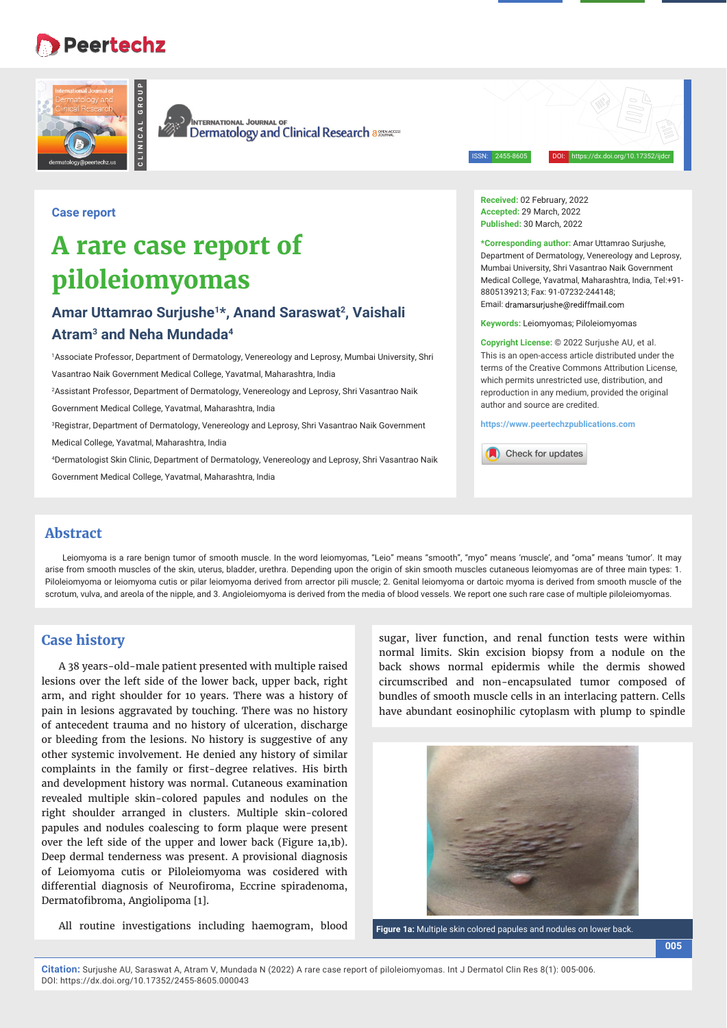Case report

# A rare case report of piloleiomyomas

## Amar Uttamrao Surjushe[1]*, Anand Saraswat[2], Vaishali Atram[3] and Neha Mundada[4]

[1]Associate Professor, Department of Dermatology, Venereology and Leprosy, Mumbai University, Shri Vasantrao Naik Government Medical College, Yavatmal, Maharashtra, India

[2]Assistant Professor, Department of Dermatology, Venereology and Leprosy, Shri Vasantrao Naik Government Medical College, Yavatmal, Maharashtra, India

[3]Registrar, Department of Dermatology, Venereology and Leprosy, Shri Vasantrao Naik Government Medical College, Yavatmal, Maharashtra, India

[4]Dermatologist Skin Clinic, Department of Dermatology, Venereology and Leprosy, Shri Vasantrao Naik Government Medical College, Yavatmal, Maharashtra, India

**Received:** 02 February, 2022
**Accepted:** 29 March, 2022
**Published:** 30 March, 2022

***Corresponding author:** Amar Uttamrao Surjushe, Department of Dermatology, Venereology and Leprosy, Mumbai University, Shri Vasantrao Naik Government Medical College, Yavatmal, Maharashtra, India, Tel:+91-8805139213; Fax: 91-07232-244148;
Email: dramarsurjushe@rediffmail.com

**Keywords:** Leiomyomas; Piloleiomyomas

**Copyright License:** © 2022 Surjushe AU, et al. This is an open-access article distributed under the terms of the Creative Commons Attribution License, which permits unrestricted use, distribution, and reproduction in any medium, provided the original author and source are credited.

https://www.peertechzpublications.com

## Abstract

Leiomyoma is a rare benign tumor of smooth muscle. In the word leiomyomas, "Leio" means "smooth", "myo" means 'muscle', and "oma" means 'tumor'. It may arise from smooth muscles of the skin, uterus, bladder, urethra. Depending upon the origin of skin smooth muscles cutaneous leiomyomas are of three main types: 1. Piloleiomyoma or leiomyoma cutis or pilar leiomyoma derived from arrector pili muscle; 2. Genital leiomyoma or dartoic myoma is derived from smooth muscle of the scrotum, vulva, and areola of the nipple, and 3. Angioleiomyoma is derived from the media of blood vessels. We report one such rare case of multiple piloleiomyomas.

## Case history

A 38 years-old-male patient presented with multiple raised lesions over the left side of the lower back, upper back, right arm, and right shoulder for 10 years. There was a history of pain in lesions aggravated by touching. There was no history of antecedent trauma and no history of ulceration, discharge or bleeding from the lesions. No history is suggestive of any other systemic involvement. He denied any history of similar complaints in the family or first-degree relatives. His birth and development history was normal. Cutaneous examination revealed multiple skin-colored papules and nodules on the right shoulder arranged in clusters. Multiple skin-colored papules and nodules coalescing to form plaque were present over the left side of the upper and lower back (Figure 1a,1b). Deep dermal tenderness was present. A provisional diagnosis of Leiomyoma cutis or Piloleiomyoma was cosidered with differential diagnosis of Neurofiroma, Eccrine spiradenoma, Dermatofibroma, Angiolipoma [1].

All routine investigations including haemogram, blood sugar, liver function, and renal function tests were within normal limits. Skin excision biopsy from a nodule on the back shows normal epidermis while the dermis showed circumscribed and non-encapsulated tumor composed of bundles of smooth muscle cells in an interlacing pattern. Cells have abundant eosinophilic cytoplasm with plump to spindle

**Figure 1a:** Multiple skin colored papules and nodules on lower back.

**Citation:** Surjushe AU, Saraswat A, Atram V, Mundada N (2022) A rare case report of piloleiomyomas. Int J Dermatol Clin Res 8(1): 005-006. DOI: https://dx.doi.org/10.17352/2455-8605.000043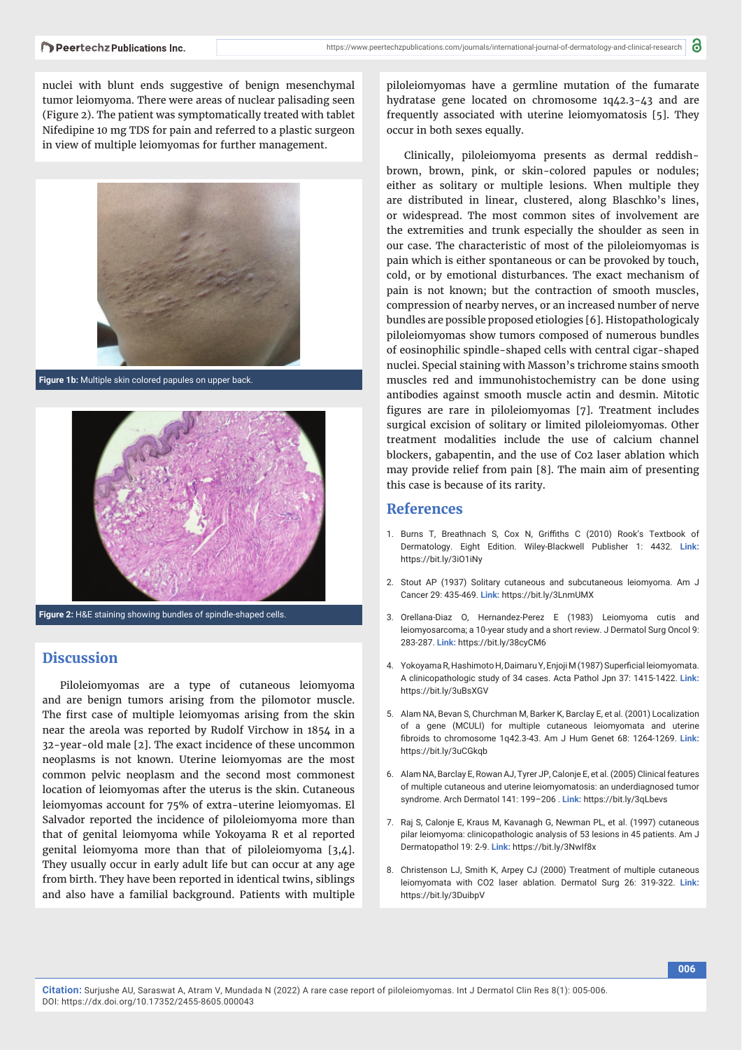nuclei with blunt ends suggestive of benign mesenchymal tumor leiomyoma. There were areas of nuclear palisading seen (Figure 2). The patient was symptomatically treated with tablet Nifedipine 10 mg TDS for pain and referred to a plastic surgeon in view of multiple leiomyomas for further management.

**Figure 1b:** Multiple skin colored papules on upper back.

**Figure 2:** H&E staining showing bundles of spindle-shaped cells.

## Discussion

Piloleiomyomas are a type of cutaneous leiomyoma and are benign tumors arising from the pilomotor muscle. The first case of multiple leiomyomas arising from the skin near the areola was reported by Rudolf Virchow in 1854 in a 32-year-old male [2]. The exact incidence of these uncommon neoplasms is not known. Uterine leiomyomas are the most common pelvic neoplasm and the second most commonest location of leiomyomas after the uterus is the skin. Cutaneous leiomyomas account for 75% of extra-uterine leiomyomas. El Salvador reported the incidence of piloleiomyoma more than that of genital leiomyoma while Yokoyama R et al reported genital leiomyoma more than that of piloleiomyoma [3,4]. They usually occur in early adult life but can occur at any age from birth. They have been reported in identical twins, siblings and also have a familial background. Patients with multiple piloleiomyomas have a germline mutation of the fumarate hydratase gene located on chromosome 1q42.3-43 and are frequently associated with uterine leiomyomatosis [5]. They occur in both sexes equally.

Clinically, piloleiomyoma presents as dermal reddish-brown, brown, pink, or skin-colored papules or nodules; either as solitary or multiple lesions. When multiple they are distributed in linear, clustered, along Blaschko's lines, or widespread. The most common sites of involvement are the extremities and trunk especially the shoulder as seen in our case. The characteristic of most of the piloleiomyomas is pain which is either spontaneous or can be provoked by touch, cold, or by emotional disturbances. The exact mechanism of pain is not known; but the contraction of smooth muscles, compression of nearby nerves, or an increased number of nerve bundles are possible proposed etiologies [6]. Histopathologicaly piloleiomyomas show tumors composed of numerous bundles of eosinophilic spindle-shaped cells with central cigar-shaped nuclei. Special staining with Masson's trichrome stains smooth muscles red and immunohistochemistry can be done using antibodies against smooth muscle actin and desmin. Mitotic figures are rare in piloleiomyomas [7]. Treatment includes surgical excision of solitary or limited piloleiomyomas. Other treatment modalities include the use of calcium channel blockers, gabapentin, and the use of Co2 laser ablation which may provide relief from pain [8]. The main aim of presenting this case is because of its rarity.

## References

1. Burns T, Breathnach S, Cox N, Griffiths C (2010) Rook's Textbook of Dermatology. Eight Edition. Wiley-Blackwell Publisher 1: 4432. **Link:** https://bit.ly/3iO1iNy
2. Stout AP (1937) Solitary cutaneous and subcutaneous leiomyoma. Am J Cancer 29: 435-469. **Link:** https://bit.ly/3LnmUMX
3. Orellana-Diaz O, Hernandez-Perez E (1983) Leiomyoma cutis and leiomyosarcoma; a 10-year study and a short review. J Dermatol Surg Oncol 9: 283-287. **Link:** https://bit.ly/38cyCM6
4. Yokoyama R, Hashimoto H, Daimaru Y, Enjoji M (1987) Superficial leiomyomata. A clinicopathologic study of 34 cases. Acta Pathol Jpn 37: 1415-1422. **Link:** https://bit.ly/3uBsXGV
5. Alam NA, Bevan S, Churchman M, Barker K, Barclay E, et al. (2001) Localization of a gene (MCULI) for multiple cutaneous leiomyomata and uterine fibroids to chromosome 1q42.3-43. Am J Hum Genet 68: 1264-1269. **Link:** https://bit.ly/3uCGkqb
6. Alam NA, Barclay E, Rowan AJ, Tyrer JP, Calonje E, et al. (2005) Clinical features of multiple cutaneous and uterine leiomyomatosis: an underdiagnosed tumor syndrome. Arch Dermatol 141: 199–206 . **Link:** https://bit.ly/3qLbevs
7. Raj S, Calonje E, Kraus M, Kavanagh G, Newman PL, et al. (1997) cutaneous pilar leiomyoma: clinicopathologic analysis of 53 lesions in 45 patients. Am J Dermatopathol 19: 2-9. **Link:** https://bit.ly/3NwIf8x
8. Christenson LJ, Smith K, Arpey CJ (2000) Treatment of multiple cutaneous leiomyomata with CO2 laser ablation. Dermatol Surg 26: 319-322. **Link:** https://bit.ly/3DuibpV